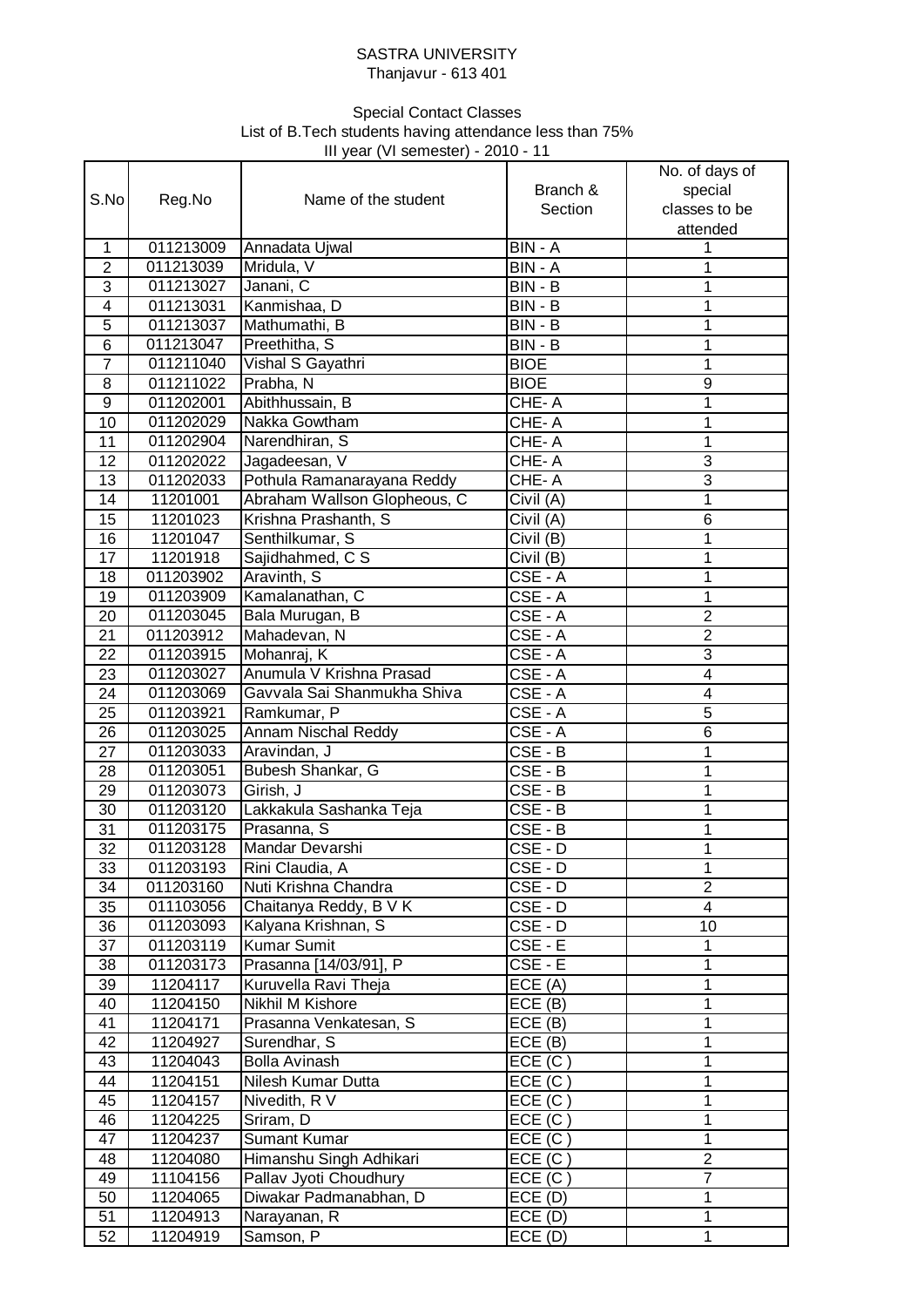SASTRA UNIVERSITY
Thanjavur - 613 401

Special Contact Classes
List of B.Tech students having attendance less than 75%
III year (VI semester) - 2010 - 11

| S.No | Reg.No | Name of the student | Branch & Section | No. of days of special classes to be attended |
|---|---|---|---|---|
| 1 | 011213009 | Annadata Ujwal | BIN - A | 1 |
| 2 | 011213039 | Mridula, V | BIN - A | 1 |
| 3 | 011213027 | Janani, C | BIN - B | 1 |
| 4 | 011213031 | Kanmishaa, D | BIN - B | 1 |
| 5 | 011213037 | Mathumathi, B | BIN - B | 1 |
| 6 | 011213047 | Preethitha, S | BIN - B | 1 |
| 7 | 011211040 | Vishal S Gayathri | BIOE | 1 |
| 8 | 011211022 | Prabha, N | BIOE | 9 |
| 9 | 011202001 | Abithhussain, B | CHE- A | 1 |
| 10 | 011202029 | Nakka Gowtham | CHE- A | 1 |
| 11 | 011202904 | Narendhiran, S | CHE- A | 1 |
| 12 | 011202022 | Jagadeesan, V | CHE- A | 3 |
| 13 | 011202033 | Pothula Ramanarayana Reddy | CHE- A | 3 |
| 14 | 11201001 | Abraham Wallson Glopheous, C | Civil (A) | 1 |
| 15 | 11201023 | Krishna Prashanth, S | Civil (A) | 6 |
| 16 | 11201047 | Senthilkumar, S | Civil (B) | 1 |
| 17 | 11201918 | Sajidhahmed, C S | Civil (B) | 1 |
| 18 | 011203902 | Aravinth, S | CSE - A | 1 |
| 19 | 011203909 | Kamalanathan, C | CSE - A | 1 |
| 20 | 011203045 | Bala Murugan, B | CSE - A | 2 |
| 21 | 011203912 | Mahadevan, N | CSE - A | 2 |
| 22 | 011203915 | Mohanraj, K | CSE - A | 3 |
| 23 | 011203027 | Anumula V Krishna Prasad | CSE - A | 4 |
| 24 | 011203069 | Gavvala Sai Shanmukha Shiva | CSE - A | 4 |
| 25 | 011203921 | Ramkumar, P | CSE - A | 5 |
| 26 | 011203025 | Annam Nischal Reddy | CSE - A | 6 |
| 27 | 011203033 | Aravindan, J | CSE - B | 1 |
| 28 | 011203051 | Bubesh Shankar, G | CSE - B | 1 |
| 29 | 011203073 | Girish, J | CSE - B | 1 |
| 30 | 011203120 | Lakkakula Sashanka Teja | CSE - B | 1 |
| 31 | 011203175 | Prasanna, S | CSE - B | 1 |
| 32 | 011203128 | Mandar Devarshi | CSE - D | 1 |
| 33 | 011203193 | Rini Claudia, A | CSE - D | 1 |
| 34 | 011203160 | Nuti Krishna Chandra | CSE - D | 2 |
| 35 | 011103056 | Chaitanya Reddy, B V K | CSE - D | 4 |
| 36 | 011203093 | Kalyana Krishnan, S | CSE - D | 10 |
| 37 | 011203119 | Kumar Sumit | CSE - E | 1 |
| 38 | 011203173 | Prasanna [14/03/91], P | CSE - E | 1 |
| 39 | 11204117 | Kuruvella Ravi Theja | ECE (A) | 1 |
| 40 | 11204150 | Nikhil M Kishore | ECE (B) | 1 |
| 41 | 11204171 | Prasanna Venkatesan, S | ECE (B) | 1 |
| 42 | 11204927 | Surendhar, S | ECE (B) | 1 |
| 43 | 11204043 | Bolla Avinash | ECE (C ) | 1 |
| 44 | 11204151 | Nilesh Kumar Dutta | ECE (C ) | 1 |
| 45 | 11204157 | Nivedith, R V | ECE (C ) | 1 |
| 46 | 11204225 | Sriram, D | ECE (C ) | 1 |
| 47 | 11204237 | Sumant Kumar | ECE (C ) | 1 |
| 48 | 11204080 | Himanshu Singh Adhikari | ECE (C ) | 2 |
| 49 | 11104156 | Pallav Jyoti Choudhury | ECE (C ) | 7 |
| 50 | 11204065 | Diwakar Padmanabhan, D | ECE (D) | 1 |
| 51 | 11204913 | Narayanan, R | ECE (D) | 1 |
| 52 | 11204919 | Samson, P | ECE (D) | 1 |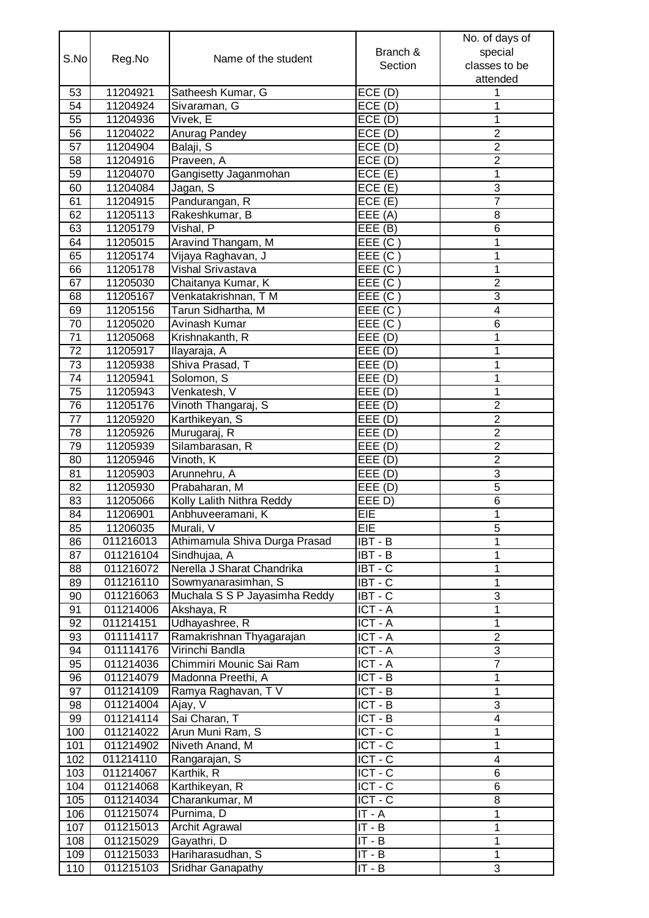| S.No | Reg.No | Name of the student | Branch & Section | No. of days of special classes to be attended |
|---|---|---|---|---|
| 53 | 11204921 | Satheesh Kumar, G | ECE (D) | 1 |
| 54 | 11204924 | Sivaraman, G | ECE (D) | 1 |
| 55 | 11204936 | Vivek, E | ECE (D) | 1 |
| 56 | 11204022 | Anurag Pandey | ECE (D) | 2 |
| 57 | 11204904 | Balaji, S | ECE (D) | 2 |
| 58 | 11204916 | Praveen, A | ECE (D) | 2 |
| 59 | 11204070 | Gangisetty Jaganmohan | ECE (E) | 1 |
| 60 | 11204084 | Jagan, S | ECE (E) | 3 |
| 61 | 11204915 | Pandurangan, R | ECE (E) | 7 |
| 62 | 11205113 | Rakeshkumar, B | EEE (A) | 8 |
| 63 | 11205179 | Vishal, P | EEE (B) | 6 |
| 64 | 11205015 | Aravind Thangam, M | EEE (C ) | 1 |
| 65 | 11205174 | Vijaya Raghavan, J | EEE (C ) | 1 |
| 66 | 11205178 | Vishal Srivastava | EEE (C ) | 1 |
| 67 | 11205030 | Chaitanya Kumar, K | EEE (C ) | 2 |
| 68 | 11205167 | Venkatakrishnan, T M | EEE (C ) | 3 |
| 69 | 11205156 | Tarun Sidhartha, M | EEE (C ) | 4 |
| 70 | 11205020 | Avinash Kumar | EEE (C ) | 6 |
| 71 | 11205068 | Krishnakanth, R | EEE (D) | 1 |
| 72 | 11205917 | Ilayaraja, A | EEE (D) | 1 |
| 73 | 11205938 | Shiva Prasad, T | EEE (D) | 1 |
| 74 | 11205941 | Solomon, S | EEE (D) | 1 |
| 75 | 11205943 | Venkatesh, V | EEE (D) | 1 |
| 76 | 11205176 | Vinoth Thangaraj, S | EEE (D) | 2 |
| 77 | 11205920 | Karthikeyan, S | EEE (D) | 2 |
| 78 | 11205926 | Murugaraj, R | EEE (D) | 2 |
| 79 | 11205939 | Silambarasan, R | EEE (D) | 2 |
| 80 | 11205946 | Vinoth, K | EEE (D) | 2 |
| 81 | 11205903 | Arunnehru, A | EEE (D) | 3 |
| 82 | 11205930 | Prabaharan, M | EEE (D) | 5 |
| 83 | 11205066 | Kolly Lalith Nithra Reddy | EEE D) | 6 |
| 84 | 11206901 | Anbhuveeramani, K | EIE | 1 |
| 85 | 11206035 | Murali, V | EIE | 5 |
| 86 | 011216013 | Athimamula Shiva Durga Prasad | IBT - B | 1 |
| 87 | 011216104 | Sindhujaa, A | IBT - B | 1 |
| 88 | 011216072 | Nerella J Sharat Chandrika | IBT - C | 1 |
| 89 | 011216110 | Sowmyanarasimhan, S | IBT - C | 1 |
| 90 | 011216063 | Muchala S S P Jayasimha Reddy | IBT - C | 3 |
| 91 | 011214006 | Akshaya, R | ICT - A | 1 |
| 92 | 011214151 | Udhayashree, R | ICT - A | 1 |
| 93 | 011114117 | Ramakrishnan Thyagarajan | ICT - A | 2 |
| 94 | 011114176 | Virinchi Bandla | ICT - A | 3 |
| 95 | 011214036 | Chimmiri Mounic Sai Ram | ICT - A | 7 |
| 96 | 011214079 | Madonna Preethi, A | ICT - B | 1 |
| 97 | 011214109 | Ramya Raghavan, T V | ICT - B | 1 |
| 98 | 011214004 | Ajay, V | ICT - B | 3 |
| 99 | 011214114 | Sai Charan, T | ICT - B | 4 |
| 100 | 011214022 | Arun Muni Ram, S | ICT - C | 1 |
| 101 | 011214902 | Niveth Anand, M | ICT - C | 1 |
| 102 | 011214110 | Rangarajan, S | ICT - C | 4 |
| 103 | 011214067 | Karthik, R | ICT - C | 6 |
| 104 | 011214068 | Karthikeyan, R | ICT - C | 6 |
| 105 | 011214034 | Charankumar, M | ICT - C | 8 |
| 106 | 011215074 | Purnima, D | IT - A | 1 |
| 107 | 011215013 | Archit Agrawal | IT - B | 1 |
| 108 | 011215029 | Gayathri, D | IT - B | 1 |
| 109 | 011215033 | Hariharasudhan, S | IT - B | 1 |
| 110 | 011215103 | Sridhar Ganapathy | IT - B | 3 |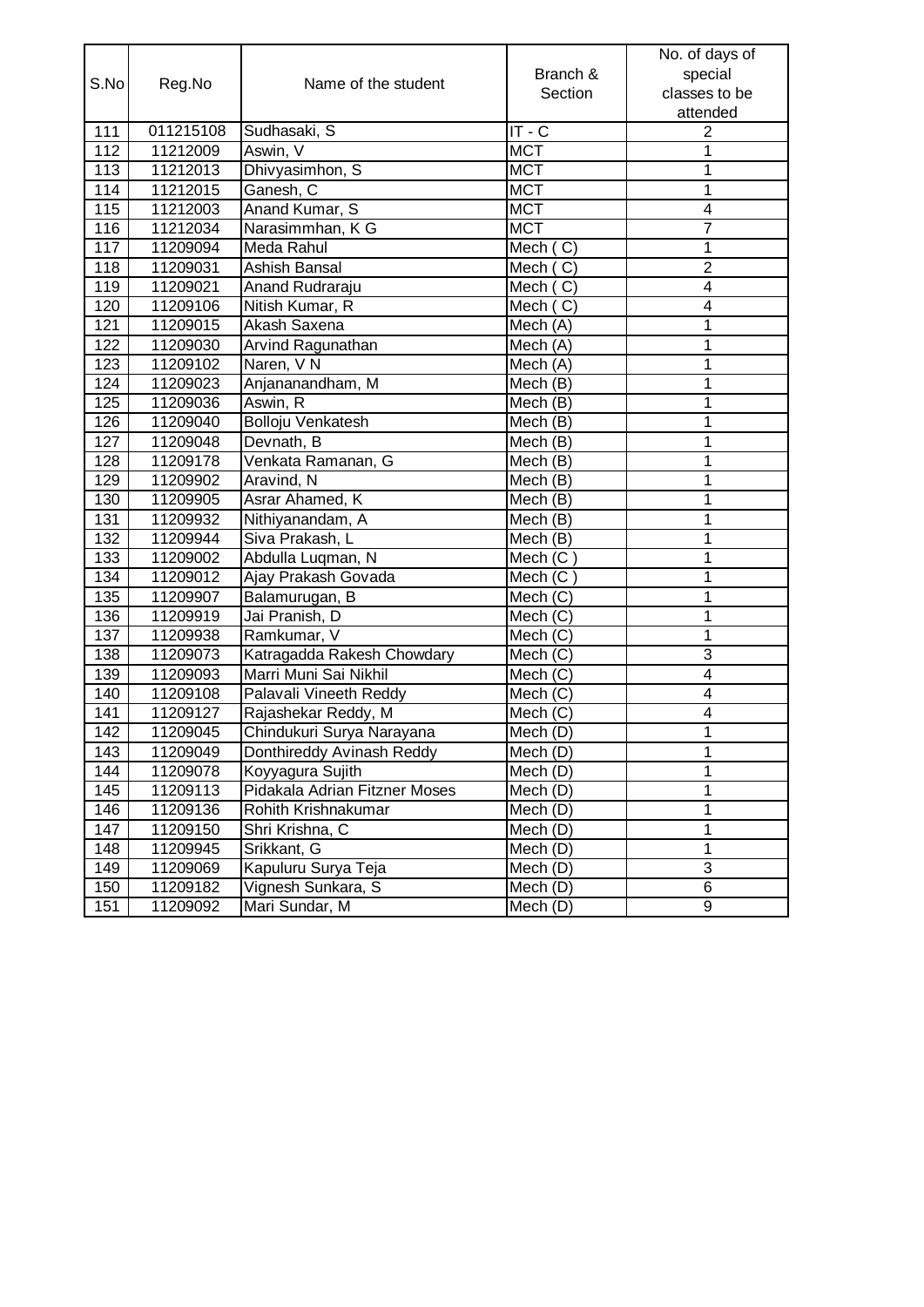| S.No | Reg.No | Name of the student | Branch & Section | No. of days of special classes to be attended |
|---|---|---|---|---|
| 111 | 011215108 | Sudhasaki, S | IT - C | 2 |
| 112 | 11212009 | Aswin, V | MCT | 1 |
| 113 | 11212013 | Dhivyasimhon, S | MCT | 1 |
| 114 | 11212015 | Ganesh, C | MCT | 1 |
| 115 | 11212003 | Anand Kumar, S | MCT | 4 |
| 116 | 11212034 | Narasimmhan, K G | MCT | 7 |
| 117 | 11209094 | Meda Rahul | Mech ( C) | 1 |
| 118 | 11209031 | Ashish Bansal | Mech ( C) | 2 |
| 119 | 11209021 | Anand Rudraraju | Mech ( C) | 4 |
| 120 | 11209106 | Nitish Kumar, R | Mech ( C) | 4 |
| 121 | 11209015 | Akash Saxena | Mech (A) | 1 |
| 122 | 11209030 | Arvind Ragunathan | Mech (A) | 1 |
| 123 | 11209102 | Naren, V N | Mech (A) | 1 |
| 124 | 11209023 | Anjananandham, M | Mech (B) | 1 |
| 125 | 11209036 | Aswin, R | Mech (B) | 1 |
| 126 | 11209040 | Bolloju Venkatesh | Mech (B) | 1 |
| 127 | 11209048 | Devnath, B | Mech (B) | 1 |
| 128 | 11209178 | Venkata Ramanan, G | Mech (B) | 1 |
| 129 | 11209902 | Aravind, N | Mech (B) | 1 |
| 130 | 11209905 | Asrar Ahamed, K | Mech (B) | 1 |
| 131 | 11209932 | Nithiyanandam, A | Mech (B) | 1 |
| 132 | 11209944 | Siva Prakash, L | Mech (B) | 1 |
| 133 | 11209002 | Abdulla Luqman, N | Mech (C ) | 1 |
| 134 | 11209012 | Ajay Prakash Govada | Mech (C ) | 1 |
| 135 | 11209907 | Balamurugan, B | Mech (C) | 1 |
| 136 | 11209919 | Jai Pranish, D | Mech (C) | 1 |
| 137 | 11209938 | Ramkumar, V | Mech (C) | 1 |
| 138 | 11209073 | Katragadda Rakesh Chowdary | Mech (C) | 3 |
| 139 | 11209093 | Marri Muni Sai Nikhil | Mech (C) | 4 |
| 140 | 11209108 | Palavali Vineeth Reddy | Mech (C) | 4 |
| 141 | 11209127 | Rajashekar Reddy, M | Mech (C) | 4 |
| 142 | 11209045 | Chindukuri Surya Narayana | Mech (D) | 1 |
| 143 | 11209049 | Donthireddy Avinash Reddy | Mech (D) | 1 |
| 144 | 11209078 | Koyyagura Sujith | Mech (D) | 1 |
| 145 | 11209113 | Pidakala Adrian Fitzner Moses | Mech (D) | 1 |
| 146 | 11209136 | Rohith Krishnakumar | Mech (D) | 1 |
| 147 | 11209150 | Shri Krishna, C | Mech (D) | 1 |
| 148 | 11209945 | Srikkant, G | Mech (D) | 1 |
| 149 | 11209069 | Kapuluru Surya Teja | Mech (D) | 3 |
| 150 | 11209182 | Vignesh Sunkara, S | Mech (D) | 6 |
| 151 | 11209092 | Mari Sundar, M | Mech (D) | 9 |